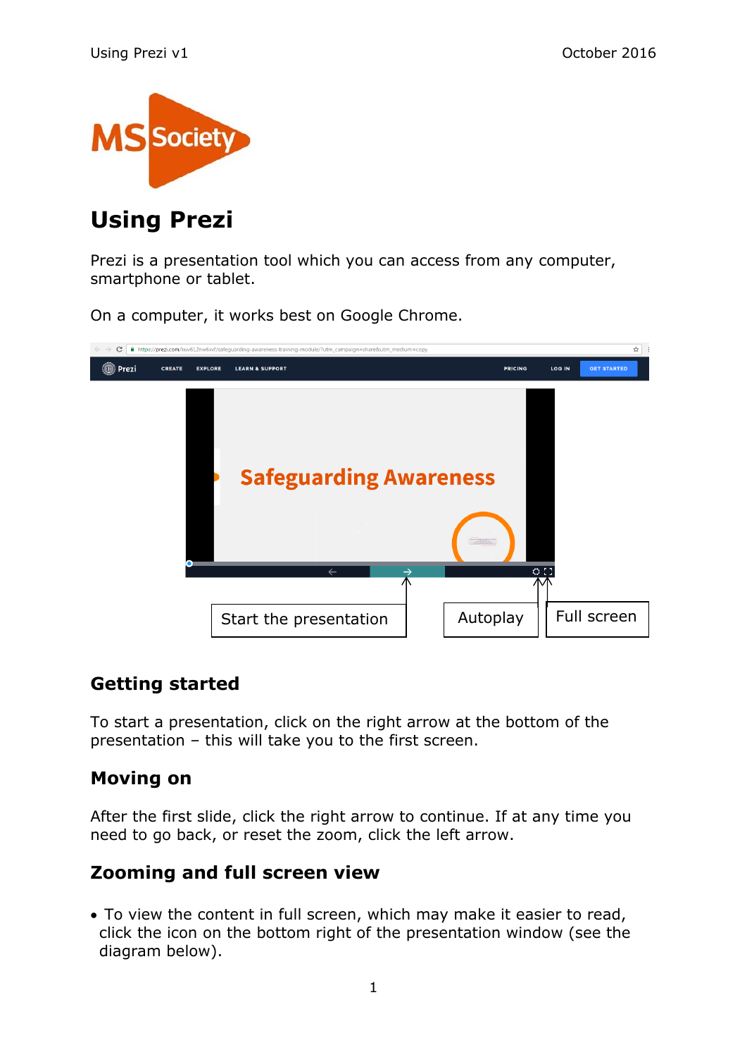# Using Prezi

Prezi is a presentation tool which you can access from any computer, smartphone or tablet.

On a computer, it works best on Google Chrome.

Start the presentation

Autoplay

Full screen

## Getting started

To start a presentation, click on the right arrow at the bottom of the presentation – this will take you to the first screen.

## Moving on

After the first slide, click the right arrow to continue. If at any time you need to go back, or reset the zoom, click the left arrow.

## Zooming and full screen view

- To view the content in full screen, which may make it easier to read, click the icon on the bottom right of the presentation window (see the diagram below).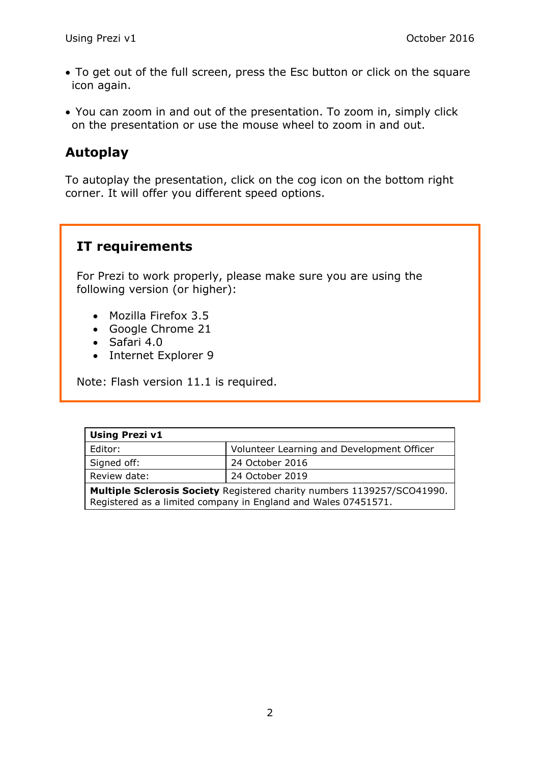- To get out of the full screen, press the Esc button or click on the square icon again.
- You can zoom in and out of the presentation. To zoom in, simply click on the presentation or use the mouse wheel to zoom in and out.

## Autoplay

To autoplay the presentation, click on the cog icon on the bottom right corner. It will offer you different speed options.

### IT requirements

For Prezi to work properly, please make sure you are using the following version (or higher):

- Mozilla Firefox 3.5
- Google Chrome 21
- Safari 4.0
- Internet Explorer 9

Note: Flash version 11.1 is required.

| **Using Prezi v1** | |
|---|---|
| Editor: | Volunteer Learning and Development Officer |
| Signed off: | 24 October 2016 |
| Review date: | 24 October 2019 |
| **Multiple Sclerosis Society** Registered charity numbers 1139257/SCO41990. Registered as a limited company in England and Wales 07451571. | |